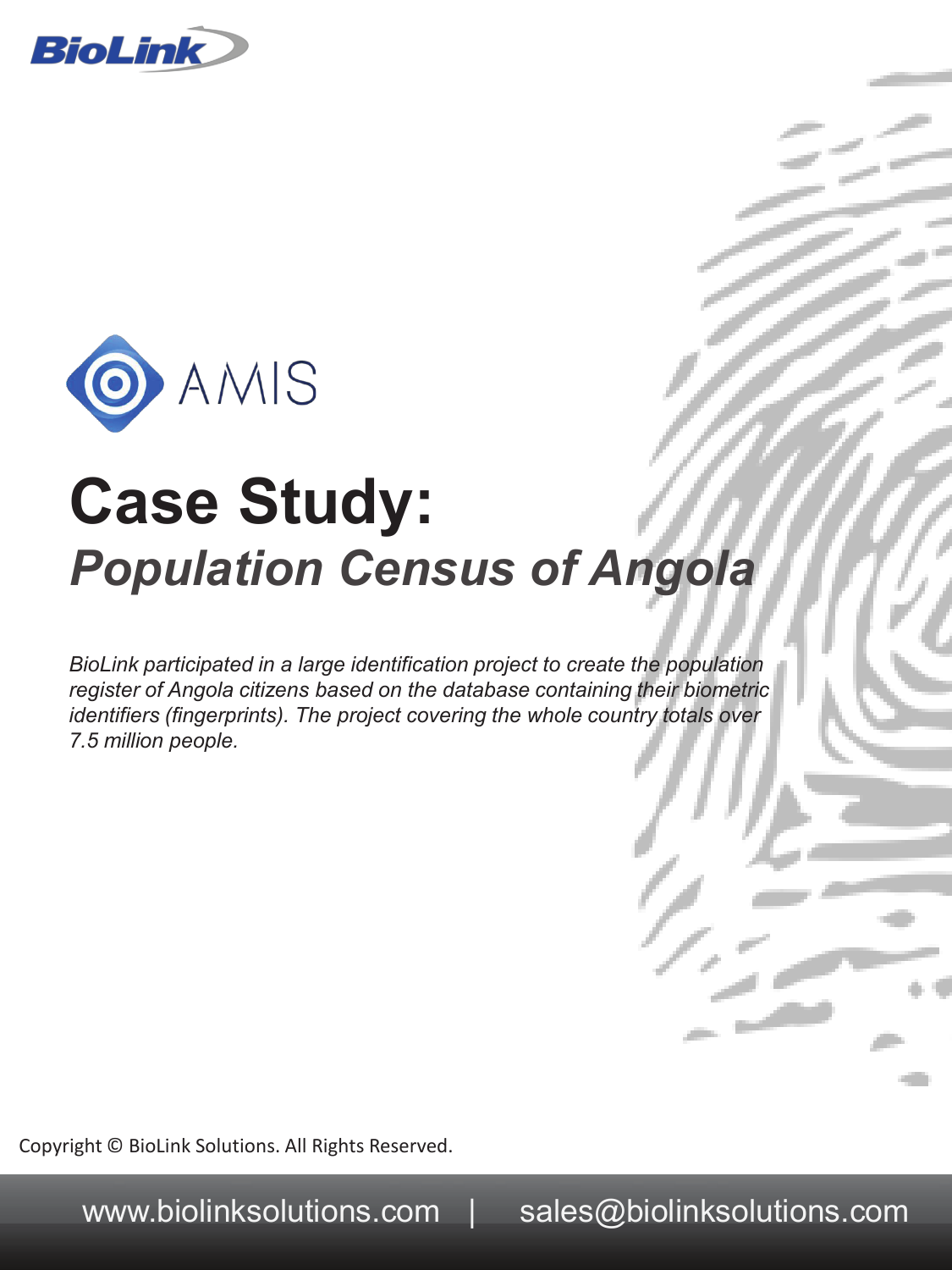BioLink

AMIS

# Case Study:
## *Population Census of Angola*

*BioLink participated in a large identification project to create the population register of Angola citizens based on the database containing their biometric identifiers (fingerprints). The project covering the whole country totals over 7.5 million people.*

Copyright © BioLink Solutions. All Rights Reserved.

www.biolinksolutions.com | sales@biolinksolutions.com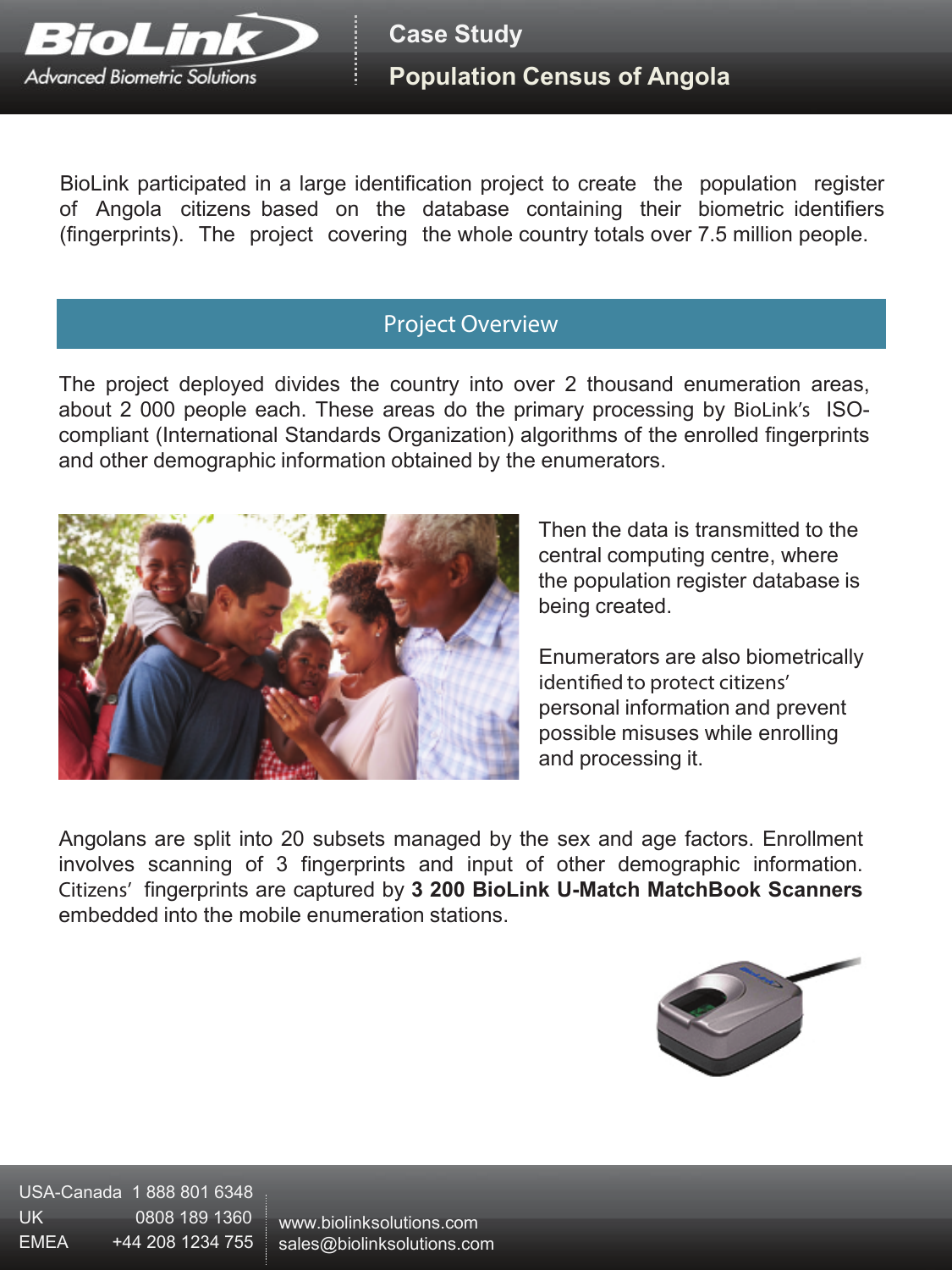# Case Study

## Population Census of Angola

BioLink participated in a large identification project to create the population register of Angola citizens based on the database containing their biometric identifiers (fingerprints). The project covering the whole country totals over 7.5 million people.

## Project Overview

The project deployed divides the country into over 2 thousand enumeration areas, about 2 000 people each. These areas do the primary processing by BioLink's ISO-compliant (International Standards Organization) algorithms of the enrolled fingerprints and other demographic information obtained by the enumerators.

Then the data is transmitted to the central computing centre, where the population register database is being created.

Enumerators are also biometrically identified to protect citizens' personal information and prevent possible misuses while enrolling and processing it.

Angolans are split into 20 subsets managed by the sex and age factors. Enrollment involves scanning of 3 fingerprints and input of other demographic information. Citizens' fingerprints are captured by **3 200 BioLink U-Match MatchBook Scanners** embedded into the mobile enumeration stations.

USA-Canada 1 888 801 6348
UK 0808 189 1360
EMEA +44 208 1234 755

www.biolinksolutions.com
sales@biolinksolutions.com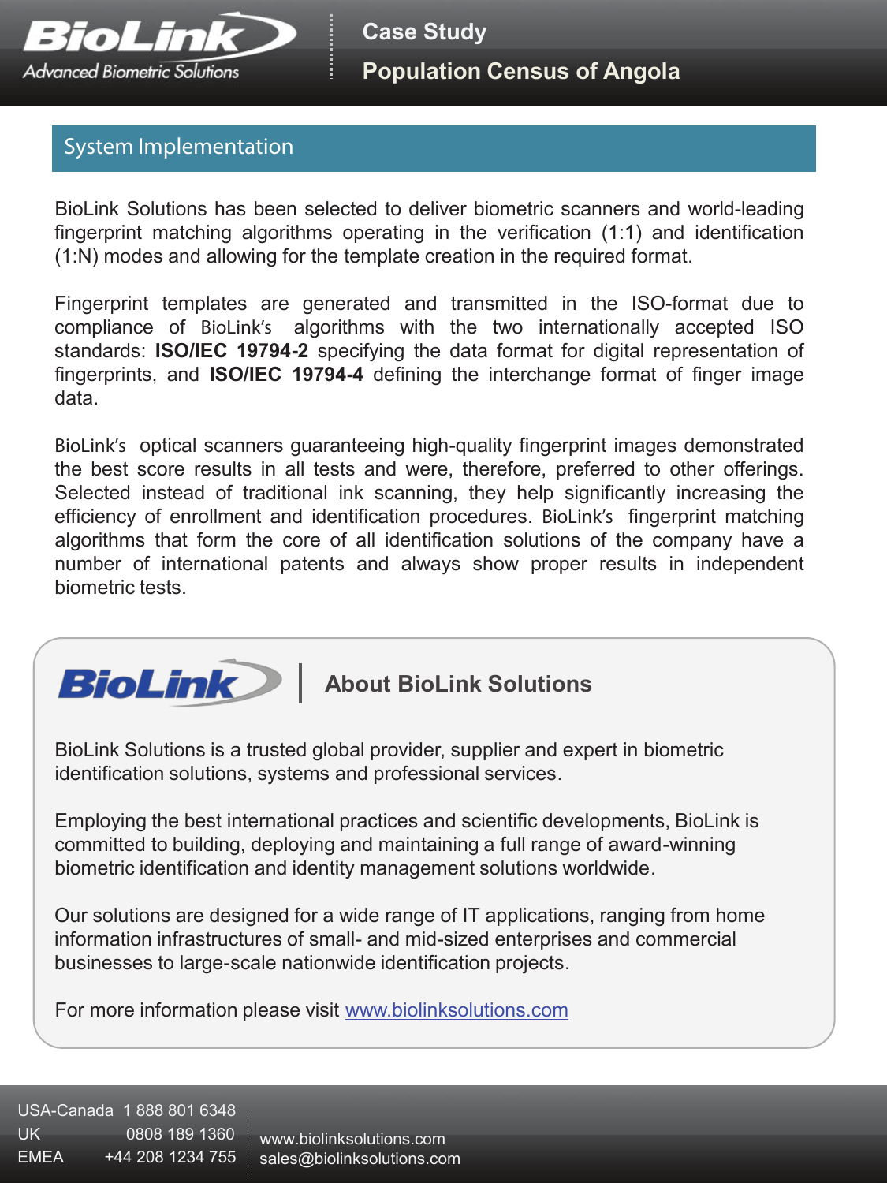## System Implementation

BioLink Solutions has been selected to deliver biometric scanners and world-leading fingerprint matching algorithms operating in the verification (1:1) and identification (1:N) modes and allowing for the template creation in the required format.

Fingerprint templates are generated and transmitted in the ISO-format due to compliance of BioLink's algorithms with the two internationally accepted ISO standards: **ISO/IEC 19794-2** specifying the data format for digital representation of fingerprints, and **ISO/IEC 19794-4** defining the interchange format of finger image data.

BioLink's optical scanners guaranteeing high-quality fingerprint images demonstrated the best score results in all tests and were, therefore, preferred to other offerings. Selected instead of traditional ink scanning, they help significantly increasing the efficiency of enrollment and identification procedures. BioLink's fingerprint matching algorithms that form the core of all identification solutions of the company have a number of international patents and always show proper results in independent biometric tests.

## About BioLink Solutions

BioLink Solutions is a trusted global provider, supplier and expert in biometric identification solutions, systems and professional services.

Employing the best international practices and scientific developments, BioLink is committed to building, deploying and maintaining a full range of award-winning biometric identification and identity management solutions worldwide.

Our solutions are designed for a wide range of IT applications, ranging from home information infrastructures of small- and mid-sized enterprises and commercial businesses to large-scale nationwide identification projects.

For more information please visit [www.biolinksolutions.com](http://www.biolinksolutions.com)

USA-Canada 1 888 801 6348
UK 0808 189 1360
EMEA +44 208 1234 755

www.biolinksolutions.com
sales@biolinksolutions.com